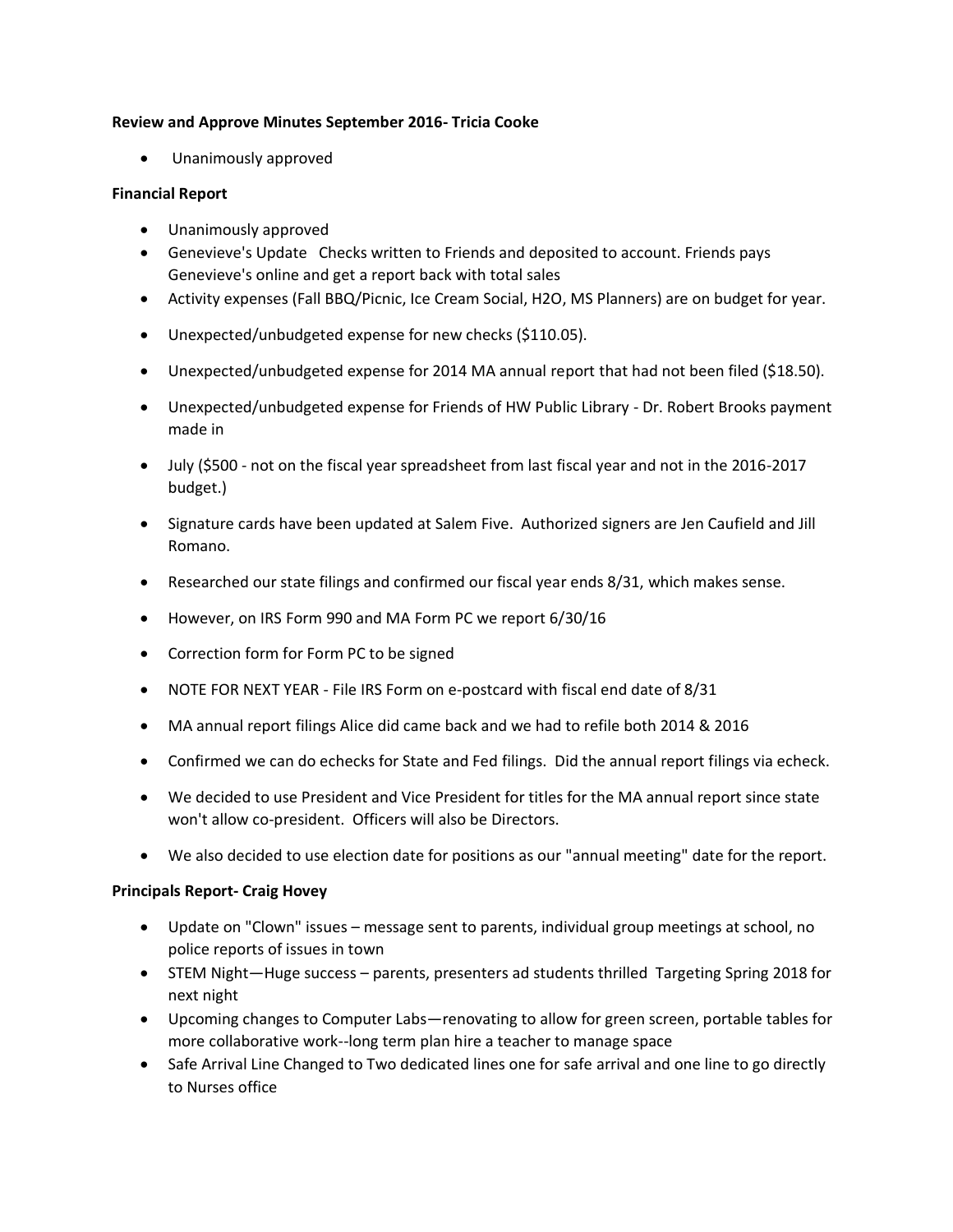**Review and Approve Minutes September 2016- Tricia Cooke**

- Unanimously approved

**Financial Report**

- Unanimously approved
- Genevieve's Update Checks written to Friends and deposited to account. Friends pays Genevieve's online and get a report back with total sales
- Activity expenses (Fall BBQ/Picnic, Ice Cream Social, H2O, MS Planners) are on budget for year.
- Unexpected/unbudgeted expense for new checks ($110.05).
- Unexpected/unbudgeted expense for 2014 MA annual report that had not been filed ($18.50).
- Unexpected/unbudgeted expense for Friends of HW Public Library - Dr. Robert Brooks payment made in
- July ($500 - not on the fiscal year spreadsheet from last fiscal year and not in the 2016-2017 budget.)
- Signature cards have been updated at Salem Five. Authorized signers are Jen Caufield and Jill Romano.
- Researched our state filings and confirmed our fiscal year ends 8/31, which makes sense.
- However, on IRS Form 990 and MA Form PC we report 6/30/16
- Correction form for Form PC to be signed
- NOTE FOR NEXT YEAR - File IRS Form on e-postcard with fiscal end date of 8/31
- MA annual report filings Alice did came back and we had to refile both 2014 & 2016
- Confirmed we can do echecks for State and Fed filings. Did the annual report filings via echeck.
- We decided to use President and Vice President for titles for the MA annual report since state won't allow co-president. Officers will also be Directors.
- We also decided to use election date for positions as our "annual meeting" date for the report.

**Principals Report- Craig Hovey**

- Update on "Clown" issues – message sent to parents, individual group meetings at school, no police reports of issues in town
- STEM Night—Huge success – parents, presenters ad students thrilled Targeting Spring 2018 for next night
- Upcoming changes to Computer Labs—renovating to allow for green screen, portable tables for more collaborative work--long term plan hire a teacher to manage space
- Safe Arrival Line Changed to Two dedicated lines one for safe arrival and one line to go directly to Nurses office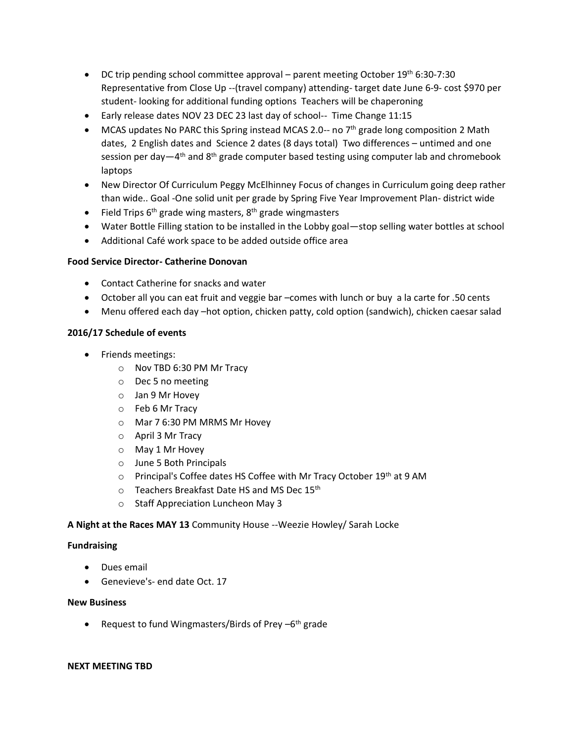- DC trip pending school committee approval – parent meeting October 19th 6:30-7:30 Representative from Close Up --(travel company) attending- target date June 6-9- cost $970 per student- looking for additional funding options  Teachers will be chaperoning
- Early release dates NOV 23 DEC 23 last day of school--  Time Change 11:15
- MCAS updates No PARC this Spring instead MCAS 2.0-- no 7th grade long composition 2 Math dates,  2 English dates and  Science 2 dates (8 days total)  Two differences – untimed and one session per day—4th and 8th grade computer based testing using computer lab and chromebook laptops
- New Director Of Curriculum Peggy McElhinney Focus of changes in Curriculum going deep rather than wide.. Goal -One solid unit per grade by Spring Five Year Improvement Plan- district wide
- Field Trips 6th grade wing masters, 8th grade wingmasters
- Water Bottle Filling station to be installed in the Lobby goal—stop selling water bottles at school
- Additional Café work space to be added outside office area

**Food Service Director- Catherine Donovan**

- Contact Catherine for snacks and water
- October all you can eat fruit and veggie bar –comes with lunch or buy  a la carte for .50 cents
- Menu offered each day –hot option, chicken patty, cold option (sandwich), chicken caesar salad

**2016/17 Schedule of events**

- Friends meetings:
  - Nov TBD 6:30 PM Mr Tracy
  - Dec 5 no meeting
  - Jan 9 Mr Hovey
  - Feb 6 Mr Tracy
  - Mar 7 6:30 PM MRMS Mr Hovey
  - April 3 Mr Tracy
  - May 1 Mr Hovey
  - June 5 Both Principals
  - Principal's Coffee dates HS Coffee with Mr Tracy October 19th at 9 AM
  - Teachers Breakfast Date HS and MS Dec 15th
  - Staff Appreciation Luncheon May 3

**A Night at the Races MAY 13** Community House --Weezie Howley/ Sarah Locke

**Fundraising**

- Dues email
- Genevieve's- end date Oct. 17

**New Business**

- Request to fund Wingmasters/Birds of Prey –6th grade

**NEXT MEETING TBD**